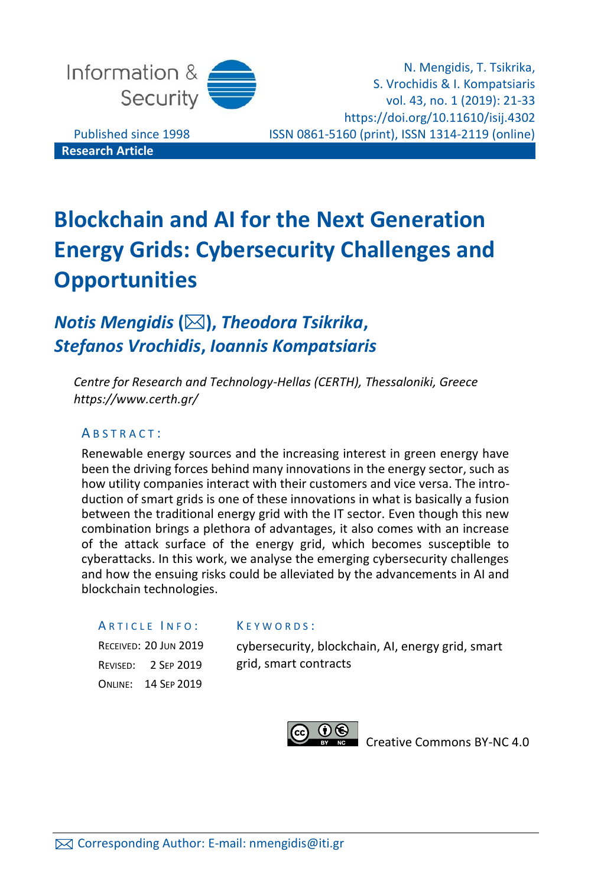Information & Security

N. Mengidis, T. Tsikrika, S. Vrochidis & I. Kompatsiaris
vol. 43, no. 1 (2019): 21-33
https://doi.org/10.11610/isij.4302

Published since 1998

ISSN 0861-5160 (print), ISSN 1314-2119 (online)

**Research Article**

# Blockchain and AI for the Next Generation Energy Grids: Cybersecurity Challenges and Opportunities

***Notis Mengidis* (✉), *Theodora Tsikrika*, *Stefanos Vrochidis*, *Ioannis Kompatsiaris***

*Centre for Research and Technology-Hellas (CERTH), Thessaloniki, Greece*
*https://www.certh.gr/*

## ABSTRACT:

Renewable energy sources and the increasing interest in green energy have been the driving forces behind many innovations in the energy sector, such as how utility companies interact with their customers and vice versa. The introduction of smart grids is one of these innovations in what is basically a fusion between the traditional energy grid with the IT sector. Even though this new combination brings a plethora of advantages, it also comes with an increase of the attack surface of the energy grid, which becomes susceptible to cyberattacks. In this work, we analyse the emerging cybersecurity challenges and how the ensuing risks could be alleviated by the advancements in AI and blockchain technologies.

**ARTICLE INFO:**

RECEIVED: 20 JUN 2019
REVISED: 2 SEP 2019
ONLINE: 14 SEP 2019

**KEYWORDS:**

cybersecurity, blockchain, AI, energy grid, smart grid, smart contracts

Creative Commons BY-NC 4.0

✉ Corresponding Author: E-mail: nmengidis@iti.gr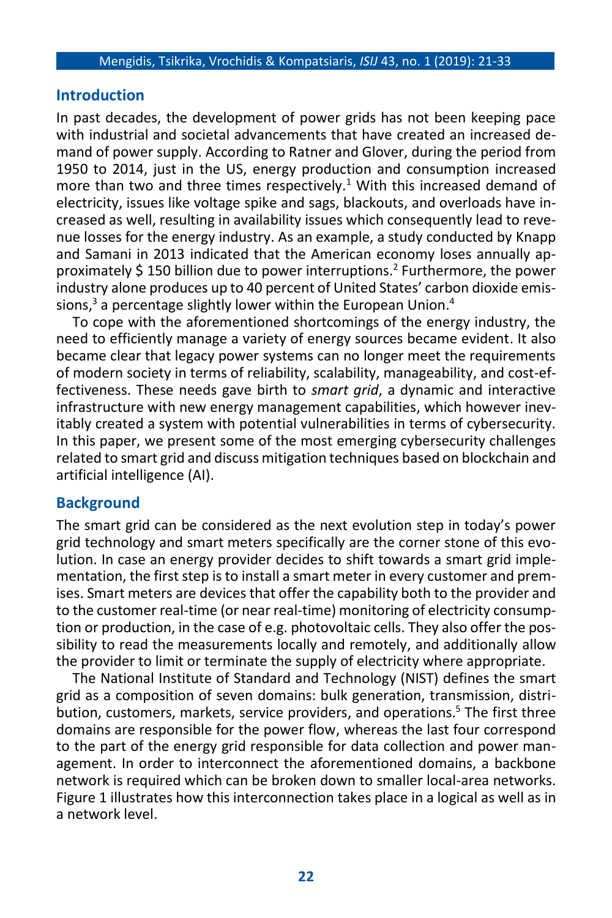## Introduction

In past decades, the development of power grids has not been keeping pace with industrial and societal advancements that have created an increased demand of power supply. According to Ratner and Glover, during the period from 1950 to 2014, just in the US, energy production and consumption increased more than two and three times respectively.[1] With this increased demand of electricity, issues like voltage spike and sags, blackouts, and overloads have increased as well, resulting in availability issues which consequently lead to revenue losses for the energy industry. As an example, a study conducted by Knapp and Samani in 2013 indicated that the American economy loses annually approximately $ 150 billion due to power interruptions.[2] Furthermore, the power industry alone produces up to 40 percent of United States' carbon dioxide emissions,[3] a percentage slightly lower within the European Union.[4]

To cope with the aforementioned shortcomings of the energy industry, the need to efficiently manage a variety of energy sources became evident. It also became clear that legacy power systems can no longer meet the requirements of modern society in terms of reliability, scalability, manageability, and cost-effectiveness. These needs gave birth to *smart grid*, a dynamic and interactive infrastructure with new energy management capabilities, which however inevitably created a system with potential vulnerabilities in terms of cybersecurity. In this paper, we present some of the most emerging cybersecurity challenges related to smart grid and discuss mitigation techniques based on blockchain and artificial intelligence (AI).

## Background

The smart grid can be considered as the next evolution step in today's power grid technology and smart meters specifically are the corner stone of this evolution. In case an energy provider decides to shift towards a smart grid implementation, the first step is to install a smart meter in every customer and premises. Smart meters are devices that offer the capability both to the provider and to the customer real-time (or near real-time) monitoring of electricity consumption or production, in the case of e.g. photovoltaic cells. They also offer the possibility to read the measurements locally and remotely, and additionally allow the provider to limit or terminate the supply of electricity where appropriate.

The National Institute of Standard and Technology (NIST) defines the smart grid as a composition of seven domains: bulk generation, transmission, distribution, customers, markets, service providers, and operations.[5] The first three domains are responsible for the power flow, whereas the last four correspond to the part of the energy grid responsible for data collection and power management. In order to interconnect the aforementioned domains, a backbone network is required which can be broken down to smaller local-area networks. Figure 1 illustrates how this interconnection takes place in a logical as well as in a network level.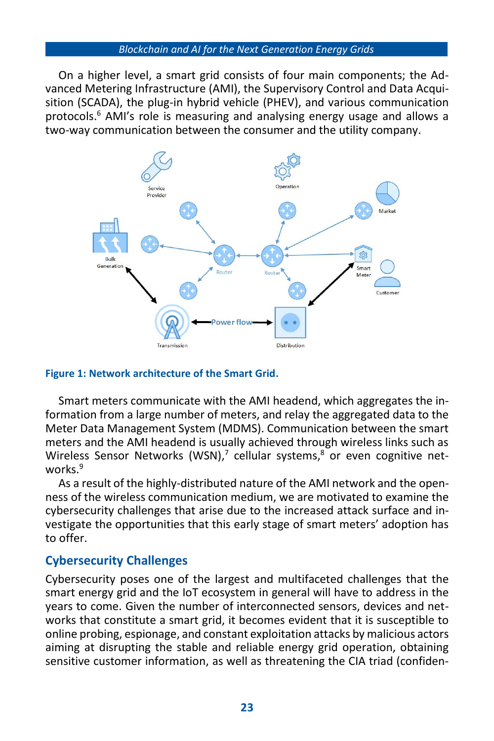On a higher level, a smart grid consists of four main components; the Advanced Metering Infrastructure (AMI), the Supervisory Control and Data Acquisition (SCADA), the plug-in hybrid vehicle (PHEV), and various communication protocols.[6] AMI's role is measuring and analysing energy usage and allows a two-way communication between the consumer and the utility company.

**Figure 1: Network architecture of the Smart Grid.**

Smart meters communicate with the AMI headend, which aggregates the information from a large number of meters, and relay the aggregated data to the Meter Data Management System (MDMS). Communication between the smart meters and the AMI headend is usually achieved through wireless links such as Wireless Sensor Networks (WSN),[7] cellular systems,[8] or even cognitive networks.[9]

As a result of the highly-distributed nature of the AMI network and the openness of the wireless communication medium, we are motivated to examine the cybersecurity challenges that arise due to the increased attack surface and investigate the opportunities that this early stage of smart meters' adoption has to offer.

## Cybersecurity Challenges

Cybersecurity poses one of the largest and multifaceted challenges that the smart energy grid and the IoT ecosystem in general will have to address in the years to come. Given the number of interconnected sensors, devices and networks that constitute a smart grid, it becomes evident that it is susceptible to online probing, espionage, and constant exploitation attacks by malicious actors aiming at disrupting the stable and reliable energy grid operation, obtaining sensitive customer information, as well as threatening the CIA triad (confiden-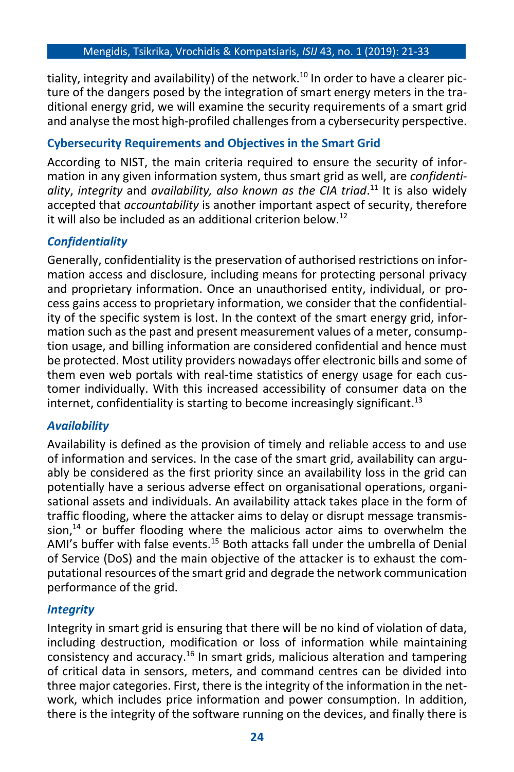tiality, integrity and availability) of the network.[10] In order to have a clearer picture of the dangers posed by the integration of smart energy meters in the traditional energy grid, we will examine the security requirements of a smart grid and analyse the most high-profiled challenges from a cybersecurity perspective.

## Cybersecurity Requirements and Objectives in the Smart Grid

According to NIST, the main criteria required to ensure the security of information in any given information system, thus smart grid as well, are *confidentiality*, *integrity* and *availability, also known as the CIA triad*.[11] It is also widely accepted that *accountability* is another important aspect of security, therefore it will also be included as an additional criterion below.[12]

### *Confidentiality*

Generally, confidentiality is the preservation of authorised restrictions on information access and disclosure, including means for protecting personal privacy and proprietary information. Once an unauthorised entity, individual, or process gains access to proprietary information, we consider that the confidentiality of the specific system is lost. In the context of the smart energy grid, information such as the past and present measurement values of a meter, consumption usage, and billing information are considered confidential and hence must be protected. Most utility providers nowadays offer electronic bills and some of them even web portals with real-time statistics of energy usage for each customer individually. With this increased accessibility of consumer data on the internet, confidentiality is starting to become increasingly significant.[13]

### *Availability*

Availability is defined as the provision of timely and reliable access to and use of information and services. In the case of the smart grid, availability can arguably be considered as the first priority since an availability loss in the grid can potentially have a serious adverse effect on organisational operations, organisational assets and individuals. An availability attack takes place in the form of traffic flooding, where the attacker aims to delay or disrupt message transmission,[14] or buffer flooding where the malicious actor aims to overwhelm the AMI's buffer with false events.[15] Both attacks fall under the umbrella of Denial of Service (DoS) and the main objective of the attacker is to exhaust the computational resources of the smart grid and degrade the network communication performance of the grid.

### *Integrity*

Integrity in smart grid is ensuring that there will be no kind of violation of data, including destruction, modification or loss of information while maintaining consistency and accuracy.[16] In smart grids, malicious alteration and tampering of critical data in sensors, meters, and command centres can be divided into three major categories. First, there is the integrity of the information in the network, which includes price information and power consumption. In addition, there is the integrity of the software running on the devices, and finally there is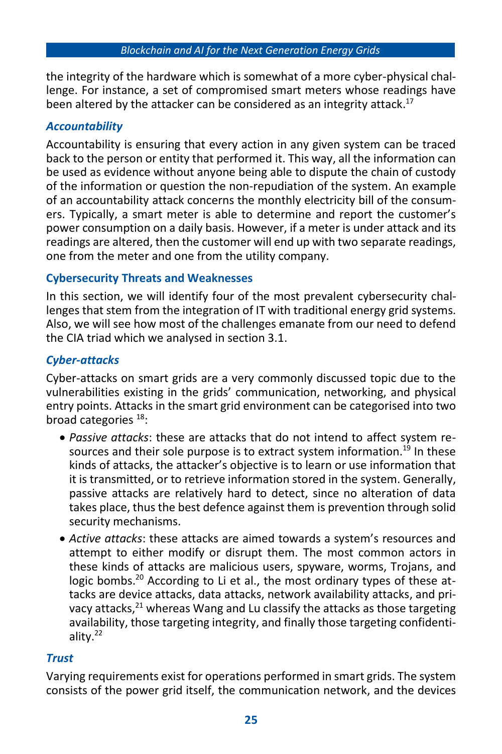the integrity of the hardware which is somewhat of a more cyber-physical challenge. For instance, a set of compromised smart meters whose readings have been altered by the attacker can be considered as an integrity attack.[17]

### *Accountability*

Accountability is ensuring that every action in any given system can be traced back to the person or entity that performed it. This way, all the information can be used as evidence without anyone being able to dispute the chain of custody of the information or question the non-repudiation of the system. An example of an accountability attack concerns the monthly electricity bill of the consumers. Typically, a smart meter is able to determine and report the customer's power consumption on a daily basis. However, if a meter is under attack and its readings are altered, then the customer will end up with two separate readings, one from the meter and one from the utility company.

## Cybersecurity Threats and Weaknesses

In this section, we will identify four of the most prevalent cybersecurity challenges that stem from the integration of IT with traditional energy grid systems. Also, we will see how most of the challenges emanate from our need to defend the CIA triad which we analysed in section 3.1.

### *Cyber-attacks*

Cyber-attacks on smart grids are a very commonly discussed topic due to the vulnerabilities existing in the grids' communication, networking, and physical entry points. Attacks in the smart grid environment can be categorised into two broad categories [18]:

- *Passive attacks*: these are attacks that do not intend to affect system resources and their sole purpose is to extract system information.[19] In these kinds of attacks, the attacker's objective is to learn or use information that it is transmitted, or to retrieve information stored in the system. Generally, passive attacks are relatively hard to detect, since no alteration of data takes place, thus the best defence against them is prevention through solid security mechanisms.
- *Active attacks*: these attacks are aimed towards a system's resources and attempt to either modify or disrupt them. The most common actors in these kinds of attacks are malicious users, spyware, worms, Trojans, and logic bombs.[20] According to Li et al., the most ordinary types of these attacks are device attacks, data attacks, network availability attacks, and privacy attacks,[21] whereas Wang and Lu classify the attacks as those targeting availability, those targeting integrity, and finally those targeting confidentiality.[22]

### *Trust*

Varying requirements exist for operations performed in smart grids. The system consists of the power grid itself, the communication network, and the devices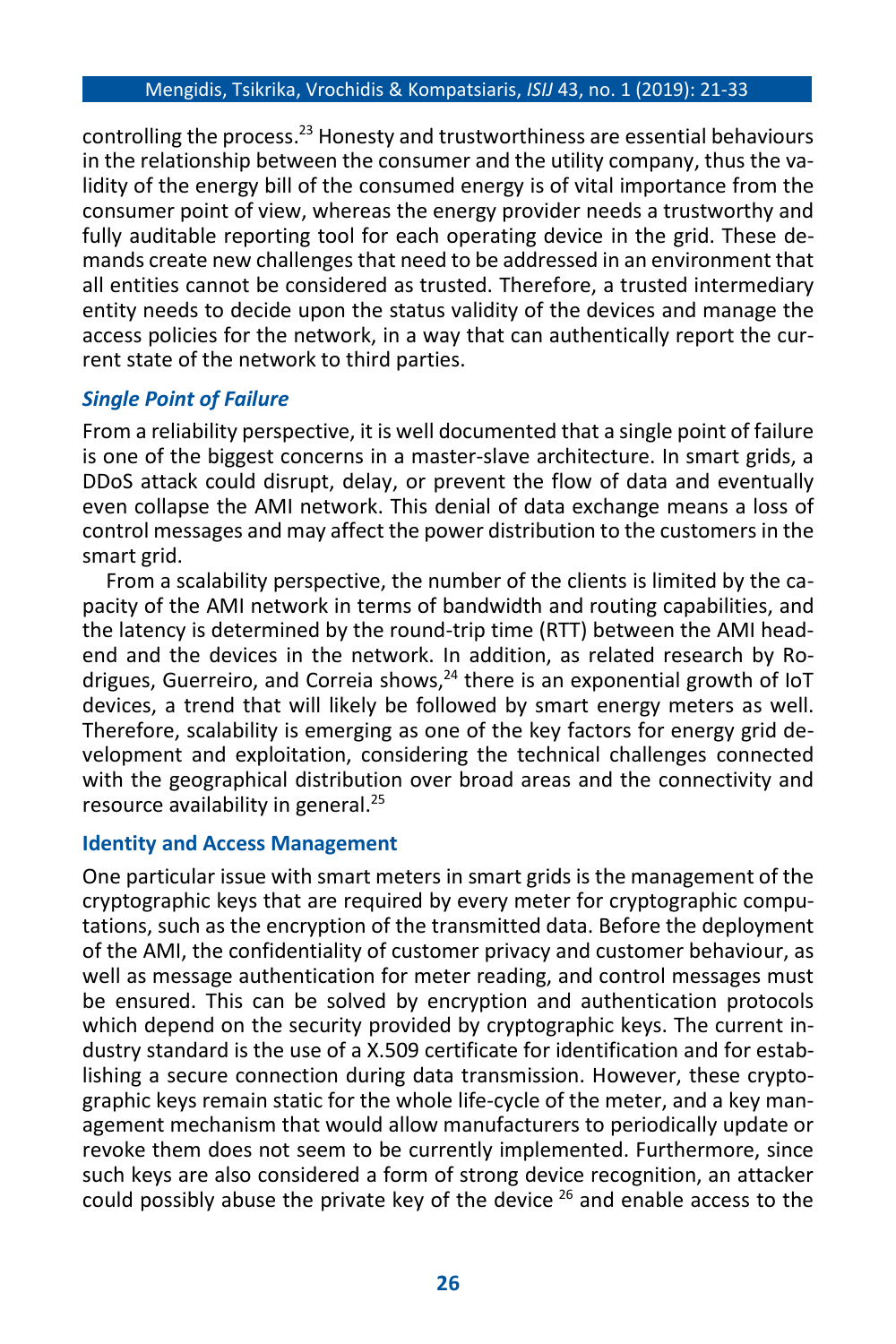controlling the process.[23] Honesty and trustworthiness are essential behaviours in the relationship between the consumer and the utility company, thus the validity of the energy bill of the consumed energy is of vital importance from the consumer point of view, whereas the energy provider needs a trustworthy and fully auditable reporting tool for each operating device in the grid. These demands create new challenges that need to be addressed in an environment that all entities cannot be considered as trusted. Therefore, a trusted intermediary entity needs to decide upon the status validity of the devices and manage the access policies for the network, in a way that can authentically report the current state of the network to third parties.

### *Single Point of Failure*

From a reliability perspective, it is well documented that a single point of failure is one of the biggest concerns in a master-slave architecture. In smart grids, a DDoS attack could disrupt, delay, or prevent the flow of data and eventually even collapse the AMI network. This denial of data exchange means a loss of control messages and may affect the power distribution to the customers in the smart grid.

From a scalability perspective, the number of the clients is limited by the capacity of the AMI network in terms of bandwidth and routing capabilities, and the latency is determined by the round-trip time (RTT) between the AMI headend and the devices in the network. In addition, as related research by Rodrigues, Guerreiro, and Correia shows,[24] there is an exponential growth of IoT devices, a trend that will likely be followed by smart energy meters as well. Therefore, scalability is emerging as one of the key factors for energy grid development and exploitation, considering the technical challenges connected with the geographical distribution over broad areas and the connectivity and resource availability in general.[25]

### Identity and Access Management

One particular issue with smart meters in smart grids is the management of the cryptographic keys that are required by every meter for cryptographic computations, such as the encryption of the transmitted data. Before the deployment of the AMI, the confidentiality of customer privacy and customer behaviour, as well as message authentication for meter reading, and control messages must be ensured. This can be solved by encryption and authentication protocols which depend on the security provided by cryptographic keys. The current industry standard is the use of a X.509 certificate for identification and for establishing a secure connection during data transmission. However, these cryptographic keys remain static for the whole life-cycle of the meter, and a key management mechanism that would allow manufacturers to periodically update or revoke them does not seem to be currently implemented. Furthermore, since such keys are also considered a form of strong device recognition, an attacker could possibly abuse the private key of the device [26] and enable access to the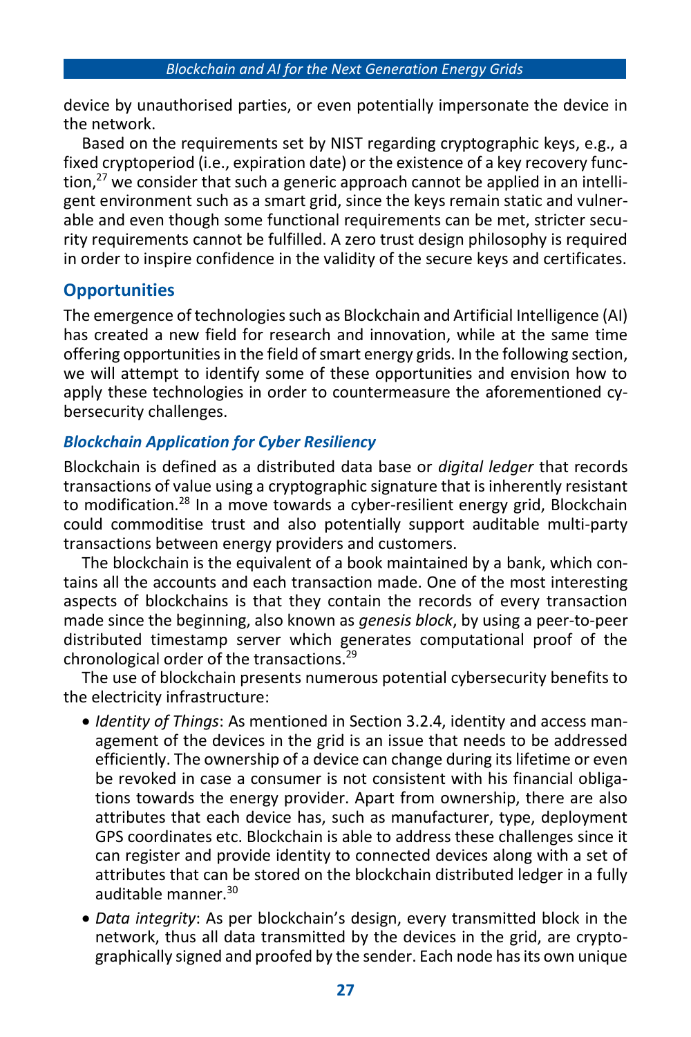device by unauthorised parties, or even potentially impersonate the device in the network.

Based on the requirements set by NIST regarding cryptographic keys, e.g., a fixed cryptoperiod (i.e., expiration date) or the existence of a key recovery function,[27] we consider that such a generic approach cannot be applied in an intelligent environment such as a smart grid, since the keys remain static and vulnerable and even though some functional requirements can be met, stricter security requirements cannot be fulfilled. A zero trust design philosophy is required in order to inspire confidence in the validity of the secure keys and certificates.

## Opportunities

The emergence of technologies such as Blockchain and Artificial Intelligence (AI) has created a new field for research and innovation, while at the same time offering opportunities in the field of smart energy grids. In the following section, we will attempt to identify some of these opportunities and envision how to apply these technologies in order to countermeasure the aforementioned cybersecurity challenges.

### *Blockchain Application for Cyber Resiliency*

Blockchain is defined as a distributed data base or *digital ledger* that records transactions of value using a cryptographic signature that is inherently resistant to modification.[28] In a move towards a cyber-resilient energy grid, Blockchain could commoditise trust and also potentially support auditable multi-party transactions between energy providers and customers.

The blockchain is the equivalent of a book maintained by a bank, which contains all the accounts and each transaction made. One of the most interesting aspects of blockchains is that they contain the records of every transaction made since the beginning, also known as *genesis block*, by using a peer-to-peer distributed timestamp server which generates computational proof of the chronological order of the transactions.[29]

The use of blockchain presents numerous potential cybersecurity benefits to the electricity infrastructure:

- *Identity of Things*: As mentioned in Section 3.2.4, identity and access management of the devices in the grid is an issue that needs to be addressed efficiently. The ownership of a device can change during its lifetime or even be revoked in case a consumer is not consistent with his financial obligations towards the energy provider. Apart from ownership, there are also attributes that each device has, such as manufacturer, type, deployment GPS coordinates etc. Blockchain is able to address these challenges since it can register and provide identity to connected devices along with a set of attributes that can be stored on the blockchain distributed ledger in a fully auditable manner.[30]
- *Data integrity*: As per blockchain's design, every transmitted block in the network, thus all data transmitted by the devices in the grid, are cryptographically signed and proofed by the sender. Each node has its own unique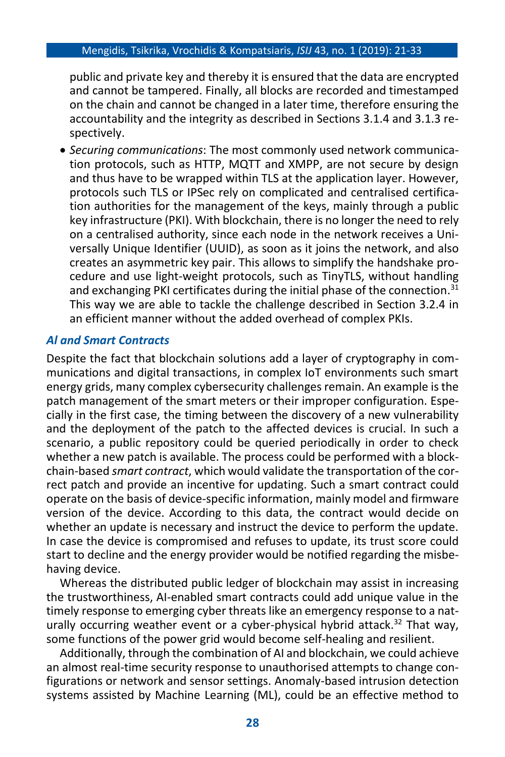public and private key and thereby it is ensured that the data are encrypted and cannot be tampered. Finally, all blocks are recorded and timestamped on the chain and cannot be changed in a later time, therefore ensuring the accountability and the integrity as described in Sections 3.1.4 and 3.1.3 respectively.

- *Securing communications*: The most commonly used network communication protocols, such as HTTP, MQTT and XMPP, are not secure by design and thus have to be wrapped within TLS at the application layer. However, protocols such TLS or IPSec rely on complicated and centralised certification authorities for the management of the keys, mainly through a public key infrastructure (PKI). With blockchain, there is no longer the need to rely on a centralised authority, since each node in the network receives a Universally Unique Identifier (UUID), as soon as it joins the network, and also creates an asymmetric key pair. This allows to simplify the handshake procedure and use light-weight protocols, such as TinyTLS, without handling and exchanging PKI certificates during the initial phase of the connection.[31] This way we are able to tackle the challenge described in Section 3.2.4 in an efficient manner without the added overhead of complex PKIs.

### *AI and Smart Contracts*

Despite the fact that blockchain solutions add a layer of cryptography in communications and digital transactions, in complex IoT environments such smart energy grids, many complex cybersecurity challenges remain. An example is the patch management of the smart meters or their improper configuration. Especially in the first case, the timing between the discovery of a new vulnerability and the deployment of the patch to the affected devices is crucial. In such a scenario, a public repository could be queried periodically in order to check whether a new patch is available. The process could be performed with a blockchain-based *smart contract*, which would validate the transportation of the correct patch and provide an incentive for updating. Such a smart contract could operate on the basis of device-specific information, mainly model and firmware version of the device. According to this data, the contract would decide on whether an update is necessary and instruct the device to perform the update. In case the device is compromised and refuses to update, its trust score could start to decline and the energy provider would be notified regarding the misbehaving device.

Whereas the distributed public ledger of blockchain may assist in increasing the trustworthiness, AI-enabled smart contracts could add unique value in the timely response to emerging cyber threats like an emergency response to a naturally occurring weather event or a cyber-physical hybrid attack.[32] That way, some functions of the power grid would become self-healing and resilient.

Additionally, through the combination of AI and blockchain, we could achieve an almost real-time security response to unauthorised attempts to change configurations or network and sensor settings. Anomaly-based intrusion detection systems assisted by Machine Learning (ML), could be an effective method to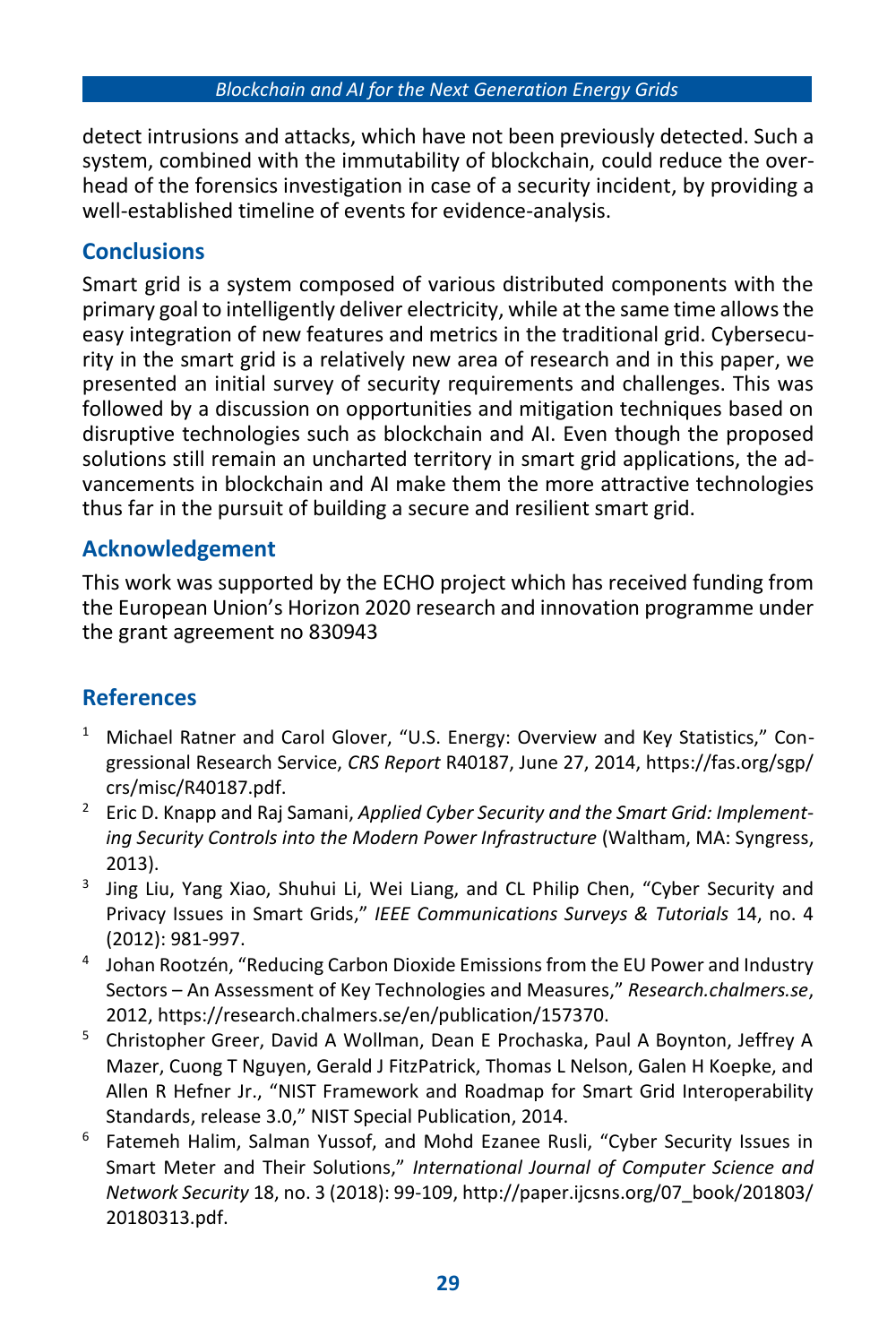detect intrusions and attacks, which have not been previously detected. Such a system, combined with the immutability of blockchain, could reduce the overhead of the forensics investigation in case of a security incident, by providing a well-established timeline of events for evidence-analysis.

## Conclusions

Smart grid is a system composed of various distributed components with the primary goal to intelligently deliver electricity, while at the same time allows the easy integration of new features and metrics in the traditional grid. Cybersecurity in the smart grid is a relatively new area of research and in this paper, we presented an initial survey of security requirements and challenges. This was followed by a discussion on opportunities and mitigation techniques based on disruptive technologies such as blockchain and AI. Even though the proposed solutions still remain an uncharted territory in smart grid applications, the advancements in blockchain and AI make them the more attractive technologies thus far in the pursuit of building a secure and resilient smart grid.

## Acknowledgement

This work was supported by the ECHO project which has received funding from the European Union's Horizon 2020 research and innovation programme under the grant agreement no 830943

## References

1. Michael Ratner and Carol Glover, "U.S. Energy: Overview and Key Statistics," Congressional Research Service, *CRS Report* R40187, June 27, 2014, https://fas.org/sgp/crs/misc/R40187.pdf.
2. Eric D. Knapp and Raj Samani, *Applied Cyber Security and the Smart Grid: Implementing Security Controls into the Modern Power Infrastructure* (Waltham, MA: Syngress, 2013).
3. Jing Liu, Yang Xiao, Shuhui Li, Wei Liang, and CL Philip Chen, "Cyber Security and Privacy Issues in Smart Grids," *IEEE Communications Surveys & Tutorials* 14, no. 4 (2012): 981-997.
4. Johan Rootzén, "Reducing Carbon Dioxide Emissions from the EU Power and Industry Sectors – An Assessment of Key Technologies and Measures," *Research.chalmers.se*, 2012, https://research.chalmers.se/en/publication/157370.
5. Christopher Greer, David A Wollman, Dean E Prochaska, Paul A Boynton, Jeffrey A Mazer, Cuong T Nguyen, Gerald J FitzPatrick, Thomas L Nelson, Galen H Koepke, and Allen R Hefner Jr., "NIST Framework and Roadmap for Smart Grid Interoperability Standards, release 3.0," NIST Special Publication, 2014.
6. Fatemeh Halim, Salman Yussof, and Mohd Ezanee Rusli, "Cyber Security Issues in Smart Meter and Their Solutions," *International Journal of Computer Science and Network Security* 18, no. 3 (2018): 99-109, http://paper.ijcsns.org/07_book/201803/20180313.pdf.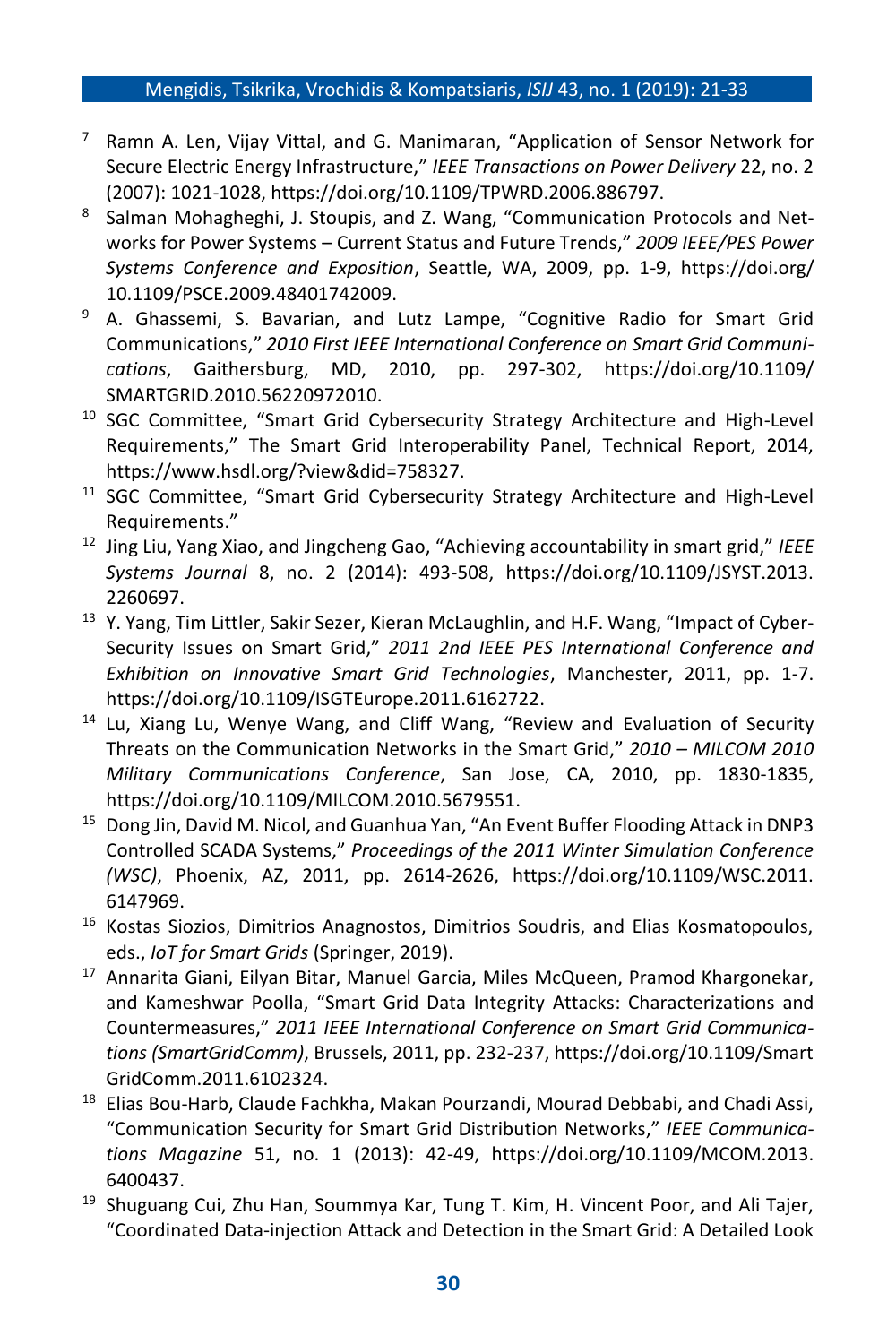[7] Ramn A. Len, Vijay Vittal, and G. Manimaran, "Application of Sensor Network for Secure Electric Energy Infrastructure," *IEEE Transactions on Power Delivery* 22, no. 2 (2007): 1021-1028, https://doi.org/10.1109/TPWRD.2006.886797.

[8] Salman Mohagheghi, J. Stoupis, and Z. Wang, "Communication Protocols and Networks for Power Systems – Current Status and Future Trends," *2009 IEEE/PES Power Systems Conference and Exposition*, Seattle, WA, 2009, pp. 1-9, https://doi.org/10.1109/PSCE.2009.48401742009.

[9] A. Ghassemi, S. Bavarian, and Lutz Lampe, "Cognitive Radio for Smart Grid Communications," *2010 First IEEE International Conference on Smart Grid Communications*, Gaithersburg, MD, 2010, pp. 297-302, https://doi.org/10.1109/SMARTGRID.2010.56220972010.

[10] SGC Committee, "Smart Grid Cybersecurity Strategy Architecture and High-Level Requirements," The Smart Grid Interoperability Panel, Technical Report, 2014, https://www.hsdl.org/?view&did=758327.

[11] SGC Committee, "Smart Grid Cybersecurity Strategy Architecture and High-Level Requirements."

[12] Jing Liu, Yang Xiao, and Jingcheng Gao, "Achieving accountability in smart grid," *IEEE Systems Journal* 8, no. 2 (2014): 493-508, https://doi.org/10.1109/JSYST.2013.2260697.

[13] Y. Yang, Tim Littler, Sakir Sezer, Kieran McLaughlin, and H.F. Wang, "Impact of Cyber-Security Issues on Smart Grid," *2011 2nd IEEE PES International Conference and Exhibition on Innovative Smart Grid Technologies*, Manchester, 2011, pp. 1-7. https://doi.org/10.1109/ISGTEurope.2011.6162722.

[14] Lu, Xiang Lu, Wenye Wang, and Cliff Wang, "Review and Evaluation of Security Threats on the Communication Networks in the Smart Grid," *2010 – MILCOM 2010 Military Communications Conference*, San Jose, CA, 2010, pp. 1830-1835, https://doi.org/10.1109/MILCOM.2010.5679551.

[15] Dong Jin, David M. Nicol, and Guanhua Yan, "An Event Buffer Flooding Attack in DNP3 Controlled SCADA Systems," *Proceedings of the 2011 Winter Simulation Conference (WSC)*, Phoenix, AZ, 2011, pp. 2614-2626, https://doi.org/10.1109/WSC.2011.6147969.

[16] Kostas Siozios, Dimitrios Anagnostos, Dimitrios Soudris, and Elias Kosmatopoulos, eds., *IoT for Smart Grids* (Springer, 2019).

[17] Annarita Giani, Eilyan Bitar, Manuel Garcia, Miles McQueen, Pramod Khargonekar, and Kameshwar Poolla, "Smart Grid Data Integrity Attacks: Characterizations and Countermeasures," *2011 IEEE International Conference on Smart Grid Communications (SmartGridComm)*, Brussels, 2011, pp. 232-237, https://doi.org/10.1109/SmartGridComm.2011.6102324.

[18] Elias Bou-Harb, Claude Fachkha, Makan Pourzandi, Mourad Debbabi, and Chadi Assi, "Communication Security for Smart Grid Distribution Networks," *IEEE Communications Magazine* 51, no. 1 (2013): 42-49, https://doi.org/10.1109/MCOM.2013.6400437.

[19] Shuguang Cui, Zhu Han, Soummya Kar, Tung T. Kim, H. Vincent Poor, and Ali Tajer, "Coordinated Data-injection Attack and Detection in the Smart Grid: A Detailed Look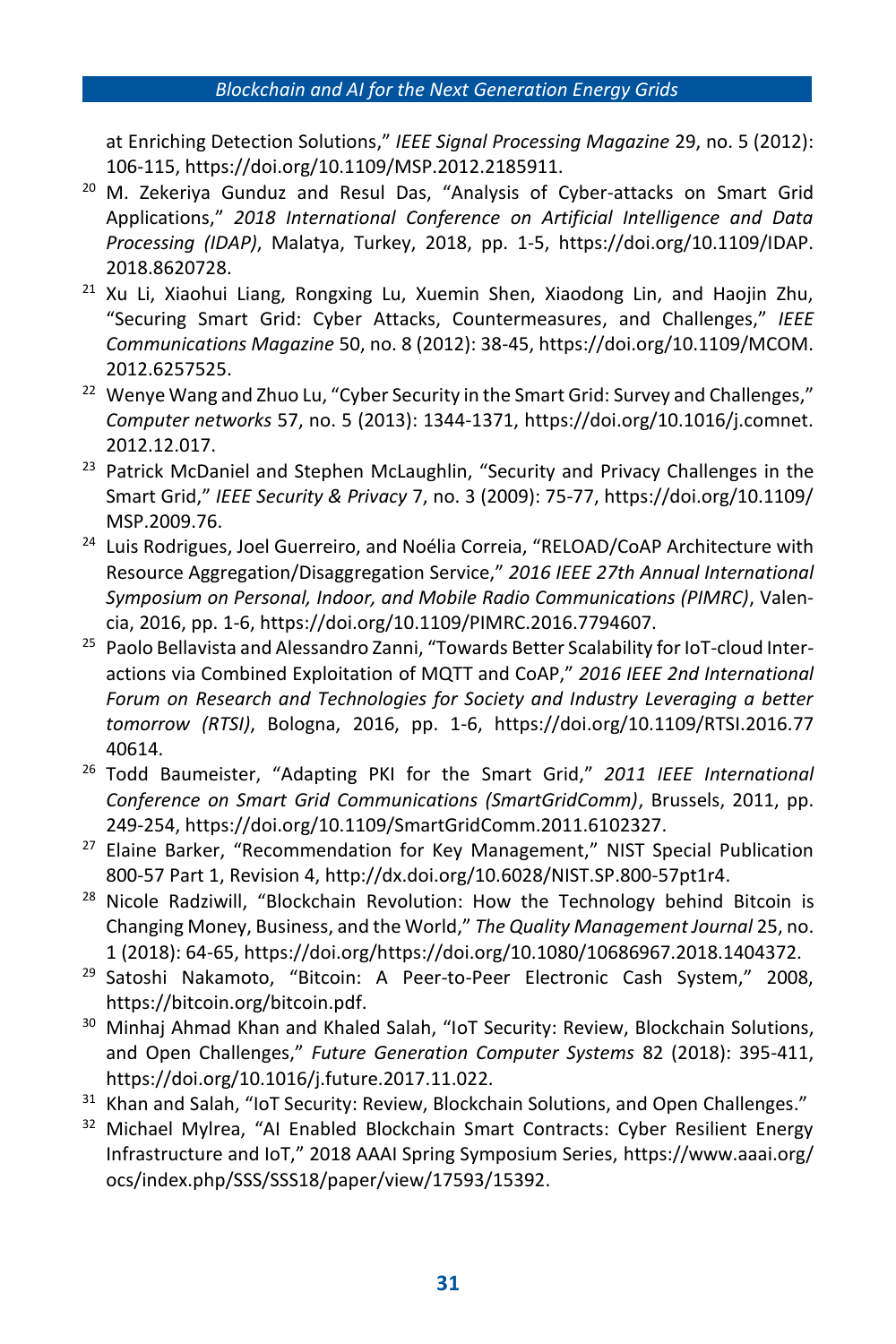at Enriching Detection Solutions," *IEEE Signal Processing Magazine* 29, no. 5 (2012): 106-115, https://doi.org/10.1109/MSP.2012.2185911.

[20] M. Zekeriya Gunduz and Resul Das, "Analysis of Cyber-attacks on Smart Grid Applications," *2018 International Conference on Artificial Intelligence and Data Processing (IDAP)*, Malatya, Turkey, 2018, pp. 1-5, https://doi.org/10.1109/IDAP.2018.8620728.

[21] Xu Li, Xiaohui Liang, Rongxing Lu, Xuemin Shen, Xiaodong Lin, and Haojin Zhu, "Securing Smart Grid: Cyber Attacks, Countermeasures, and Challenges," *IEEE Communications Magazine* 50, no. 8 (2012): 38-45, https://doi.org/10.1109/MCOM.2012.6257525.

[22] Wenye Wang and Zhuo Lu, "Cyber Security in the Smart Grid: Survey and Challenges," *Computer networks* 57, no. 5 (2013): 1344-1371, https://doi.org/10.1016/j.comnet.2012.12.017.

[23] Patrick McDaniel and Stephen McLaughlin, "Security and Privacy Challenges in the Smart Grid," *IEEE Security & Privacy* 7, no. 3 (2009): 75-77, https://doi.org/10.1109/MSP.2009.76.

[24] Luis Rodrigues, Joel Guerreiro, and Noélia Correia, "RELOAD/CoAP Architecture with Resource Aggregation/Disaggregation Service," *2016 IEEE 27th Annual International Symposium on Personal, Indoor, and Mobile Radio Communications (PIMRC)*, Valencia, 2016, pp. 1-6, https://doi.org/10.1109/PIMRC.2016.7794607.

[25] Paolo Bellavista and Alessandro Zanni, "Towards Better Scalability for IoT-cloud Interactions via Combined Exploitation of MQTT and CoAP," *2016 IEEE 2nd International Forum on Research and Technologies for Society and Industry Leveraging a better tomorrow (RTSI)*, Bologna, 2016, pp. 1-6, https://doi.org/10.1109/RTSI.2016.7740614.

[26] Todd Baumeister, "Adapting PKI for the Smart Grid," *2011 IEEE International Conference on Smart Grid Communications (SmartGridComm)*, Brussels, 2011, pp. 249-254, https://doi.org/10.1109/SmartGridComm.2011.6102327.

[27] Elaine Barker, "Recommendation for Key Management," NIST Special Publication 800-57 Part 1, Revision 4, http://dx.doi.org/10.6028/NIST.SP.800-57pt1r4.

[28] Nicole Radziwill, "Blockchain Revolution: How the Technology behind Bitcoin is Changing Money, Business, and the World," *The Quality Management Journal* 25, no. 1 (2018): 64-65, https://doi.org/https://doi.org/10.1080/10686967.2018.1404372.

[29] Satoshi Nakamoto, "Bitcoin: A Peer-to-Peer Electronic Cash System," 2008, https://bitcoin.org/bitcoin.pdf.

[30] Minhaj Ahmad Khan and Khaled Salah, "IoT Security: Review, Blockchain Solutions, and Open Challenges," *Future Generation Computer Systems* 82 (2018): 395-411, https://doi.org/10.1016/j.future.2017.11.022.

[31] Khan and Salah, "IoT Security: Review, Blockchain Solutions, and Open Challenges."

[32] Michael Mylrea, "AI Enabled Blockchain Smart Contracts: Cyber Resilient Energy Infrastructure and IoT," 2018 AAAI Spring Symposium Series, https://www.aaai.org/ocs/index.php/SSS/SSS18/paper/view/17593/15392.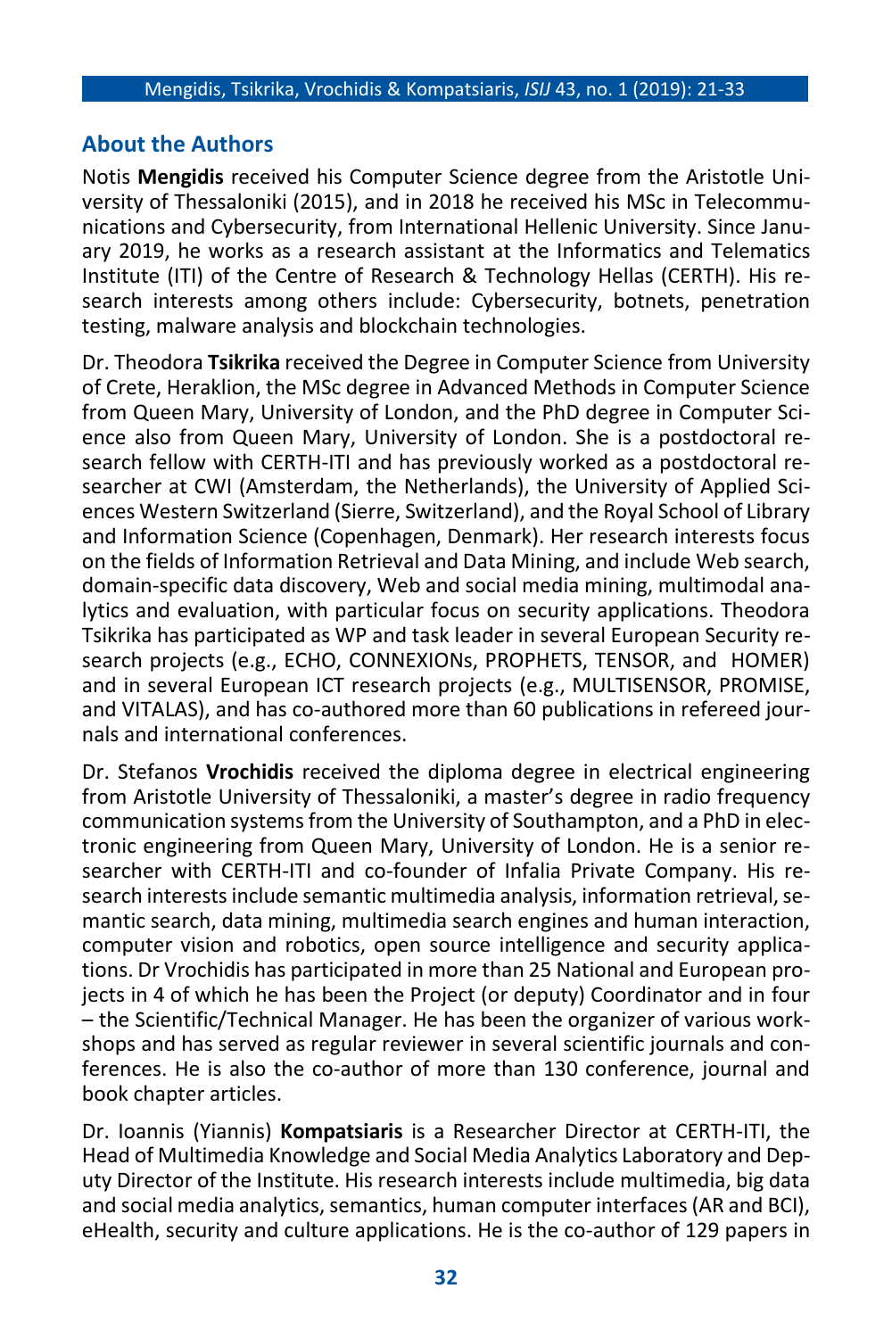## About the Authors

Notis **Mengidis** received his Computer Science degree from the Aristotle University of Thessaloniki (2015), and in 2018 he received his MSc in Telecommunications and Cybersecurity, from International Hellenic University. Since January 2019, he works as a research assistant at the Informatics and Telematics Institute (ITI) of the Centre of Research & Technology Hellas (CERTH). His research interests among others include: Cybersecurity, botnets, penetration testing, malware analysis and blockchain technologies.

Dr. Theodora **Tsikrika** received the Degree in Computer Science from University of Crete, Heraklion, the MSc degree in Advanced Methods in Computer Science from Queen Mary, University of London, and the PhD degree in Computer Science also from Queen Mary, University of London. She is a postdoctoral research fellow with CERTH-ITI and has previously worked as a postdoctoral researcher at CWI (Amsterdam, the Netherlands), the University of Applied Sciences Western Switzerland (Sierre, Switzerland), and the Royal School of Library and Information Science (Copenhagen, Denmark). Her research interests focus on the fields of Information Retrieval and Data Mining, and include Web search, domain-specific data discovery, Web and social media mining, multimodal analytics and evaluation, with particular focus on security applications. Theodora Tsikrika has participated as WP and task leader in several European Security research projects (e.g., ECHO, CONNEXIONs, PROPHETS, TENSOR, and HOMER) and in several European ICT research projects (e.g., MULTISENSOR, PROMISE, and VITALAS), and has co-authored more than 60 publications in refereed journals and international conferences.

Dr. Stefanos **Vrochidis** received the diploma degree in electrical engineering from Aristotle University of Thessaloniki, a master's degree in radio frequency communication systems from the University of Southampton, and a PhD in electronic engineering from Queen Mary, University of London. He is a senior researcher with CERTH-ITI and co-founder of Infalia Private Company. His research interests include semantic multimedia analysis, information retrieval, semantic search, data mining, multimedia search engines and human interaction, computer vision and robotics, open source intelligence and security applications. Dr Vrochidis has participated in more than 25 National and European projects in 4 of which he has been the Project (or deputy) Coordinator and in four – the Scientific/Technical Manager. He has been the organizer of various workshops and has served as regular reviewer in several scientific journals and conferences. He is also the co-author of more than 130 conference, journal and book chapter articles.

Dr. Ioannis (Yiannis) **Kompatsiaris** is a Researcher Director at CERTH-ITI, the Head of Multimedia Knowledge and Social Media Analytics Laboratory and Deputy Director of the Institute. His research interests include multimedia, big data and social media analytics, semantics, human computer interfaces (AR and BCI), eHealth, security and culture applications. He is the co-author of 129 papers in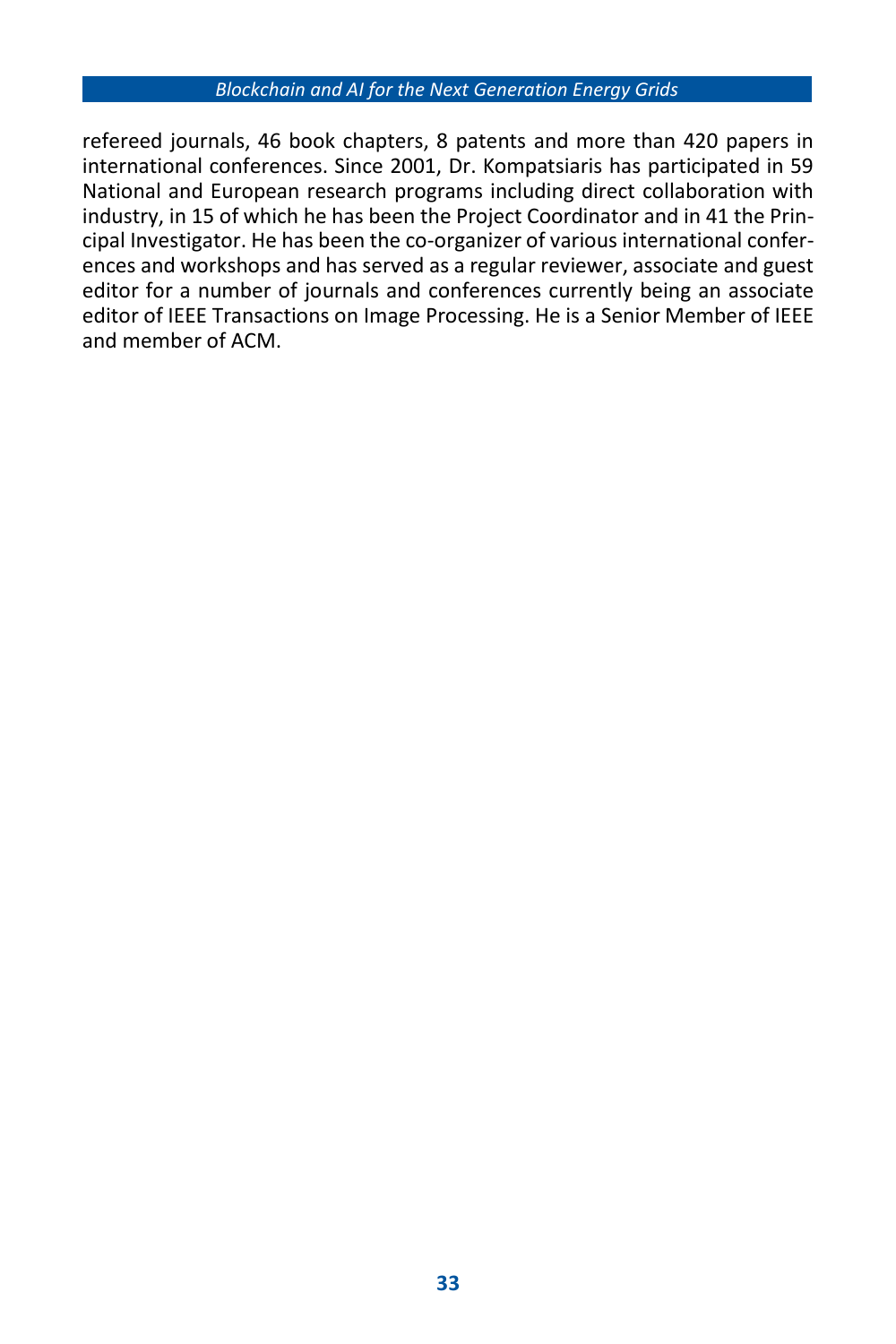refereed journals, 46 book chapters, 8 patents and more than 420 papers in international conferences. Since 2001, Dr. Kompatsiaris has participated in 59 National and European research programs including direct collaboration with industry, in 15 of which he has been the Project Coordinator and in 41 the Principal Investigator. He has been the co-organizer of various international conferences and workshops and has served as a regular reviewer, associate and guest editor for a number of journals and conferences currently being an associate editor of IEEE Transactions on Image Processing. He is a Senior Member of IEEE and member of ACM.